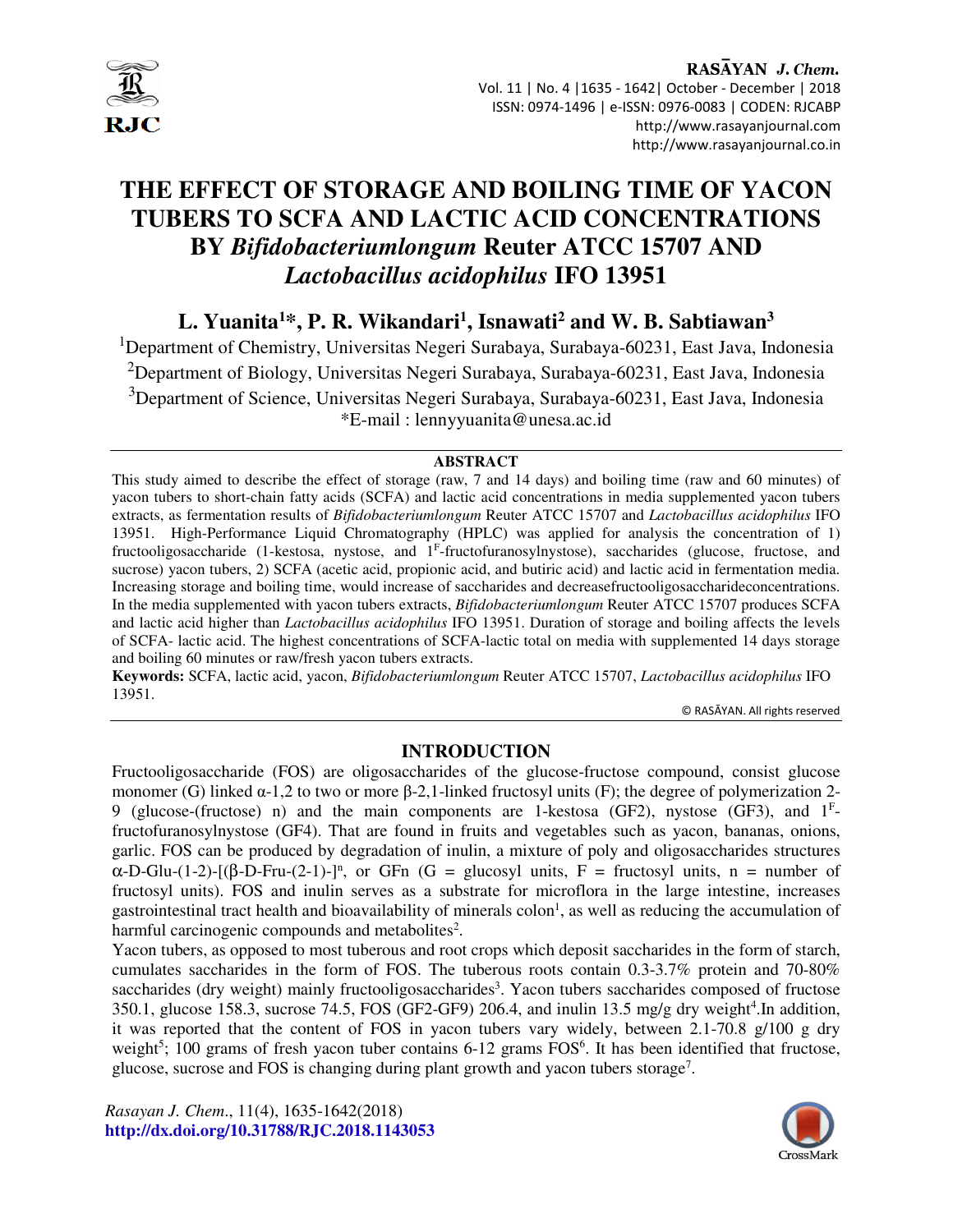# THE EFFECT OF STORAGE AND BOILING TIME OF YACON TUBERS TO SCFA AND LACTIC ACID CONCENTRATIONS BY *Bifidobacteriumlongum* Reuter ATCC 15707 AND *Lactobacillus acidophilus* IFO 13951

**L. Yuanita[1]\*, P. R. Wikandari[1], Isnawati[2] and W. B. Sabtiawan[3]**

[1]Department of Chemistry, Universitas Negeri Surabaya, Surabaya-60231, East Java, Indonesia

[2]Department of Biology, Universitas Negeri Surabaya, Surabaya-60231, East Java, Indonesia

[3]Department of Science, Universitas Negeri Surabaya, Surabaya-60231, East Java, Indonesia

*E-mail : lennyyuanita@unesa.ac.id

## ABSTRACT

This study aimed to describe the effect of storage (raw, 7 and 14 days) and boiling time (raw and 60 minutes) of yacon tubers to short-chain fatty acids (SCFA) and lactic acid concentrations in media supplemented yacon tubers extracts, as fermentation results of *Bifidobacteriumlongum* Reuter ATCC 15707 and *Lactobacillus acidophilus* IFO 13951. High-Performance Liquid Chromatography (HPLC) was applied for analysis the concentration of 1) fructooligosaccharide (1-kestosa, nystose, and $1^F$-fructofuranosylnystose), saccharides (glucose, fructose, and sucrose) yacon tubers, 2) SCFA (acetic acid, propionic acid, and butiric acid) and lactic acid in fermentation media. Increasing storage and boiling time, would increase of saccharides and decreasefructooligosaccharideconcentrations. In the media supplemented with yacon tubers extracts, *Bifidobacteriumlongum* Reuter ATCC 15707 produces SCFA and lactic acid higher than *Lactobacillus acidophilus* IFO 13951. Duration of storage and boiling affects the levels of SCFA- lactic acid. The highest concentrations of SCFA-lactic total on media with supplemented 14 days storage and boiling 60 minutes or raw/fresh yacon tubers extracts.

**Keywords:** SCFA, lactic acid, yacon, *Bifidobacteriumlongum* Reuter ATCC 15707, *Lactobacillus acidophilus* IFO 13951.

© RASĀYAN. All rights reserved

## INTRODUCTION

Fructooligosaccharide (FOS) are oligosaccharides of the glucose-fructose compound, consist glucose monomer (G) linked α-1,2 to two or more β-2,1-linked fructosyl units (F); the degree of polymerization 2-9 (glucose-(fructose) n) and the main components are 1-kestosa (GF2), nystose (GF3), and $1^F$-fructofuranosylnystose (GF4). That are found in fruits and vegetables such as yacon, bananas, onions, garlic. FOS can be produced by degradation of inulin, a mixture of poly and oligosaccharides structures α-D-Glu-(1-2)-[(β-D-Fru-(2-1)-]$^n$, or GFn (G = glucosyl units, F = fructosyl units, n = number of fructosyl units). FOS and inulin serves as a substrate for microflora in the large intestine, increases gastrointestinal tract health and bioavailability of minerals colon[1], as well as reducing the accumulation of harmful carcinogenic compounds and metabolites[2].

Yacon tubers, as opposed to most tuberous and root crops which deposit saccharides in the form of starch, cumulates saccharides in the form of FOS. The tuberous roots contain 0.3-3.7% protein and 70-80% saccharides (dry weight) mainly fructooligosaccharides[3]. Yacon tubers saccharides composed of fructose 350.1, glucose 158.3, sucrose 74.5, FOS (GF2-GF9) 206.4, and inulin 13.5 mg/g dry weight[4].In addition, it was reported that the content of FOS in yacon tubers vary widely, between 2.1-70.8 g/100 g dry weight[5]; 100 grams of fresh yacon tuber contains 6-12 grams FOS[6]. It has been identified that fructose, glucose, sucrose and FOS is changing during plant growth and yacon tubers storage[7].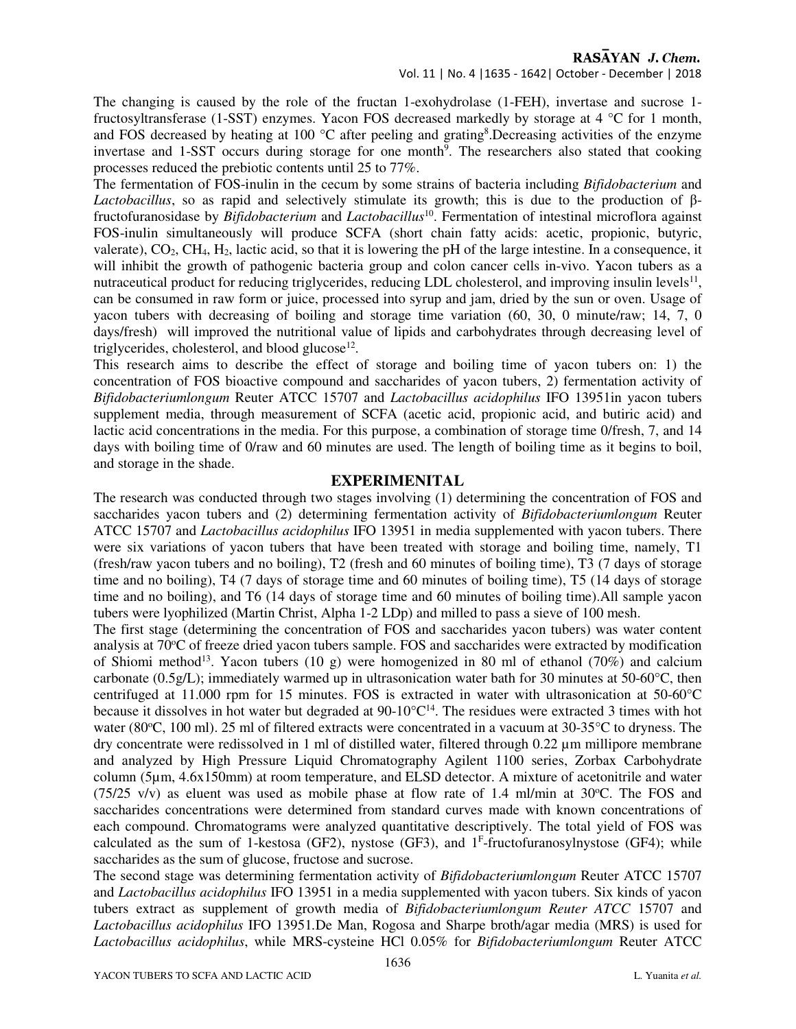The changing is caused by the role of the fructan 1-exohydrolase (1-FEH), invertase and sucrose 1-fructosyltransferase (1-SST) enzymes. Yacon FOS decreased markedly by storage at 4 °C for 1 month, and FOS decreased by heating at 100 °C after peeling and grating[8].Decreasing activities of the enzyme invertase and 1-SST occurs during storage for one month[9]. The researchers also stated that cooking processes reduced the prebiotic contents until 25 to 77%.

The fermentation of FOS-inulin in the cecum by some strains of bacteria including *Bifidobacterium* and *Lactobacillus*, so as rapid and selectively stimulate its growth; this is due to the production of β-fructofuranosidase by *Bifidobacterium* and *Lactobacillus*[10]. Fermentation of intestinal microflora against FOS-inulin simultaneously will produce SCFA (short chain fatty acids: acetic, propionic, butyric, valerate), $CO_2$, $CH_4$, $H_2$, lactic acid, so that it is lowering the pH of the large intestine. In a consequence, it will inhibit the growth of pathogenic bacteria group and colon cancer cells in-vivo. Yacon tubers as a nutraceutical product for reducing triglycerides, reducing LDL cholesterol, and improving insulin levels[11], can be consumed in raw form or juice, processed into syrup and jam, dried by the sun or oven. Usage of yacon tubers with decreasing of boiling and storage time variation (60, 30, 0 minute/raw; 14, 7, 0 days/fresh) will improved the nutritional value of lipids and carbohydrates through decreasing level of triglycerides, cholesterol, and blood glucose[12].

This research aims to describe the effect of storage and boiling time of yacon tubers on: 1) the concentration of FOS bioactive compound and saccharides of yacon tubers, 2) fermentation activity of *Bifidobacteriumlongum* Reuter ATCC 15707 and *Lactobacillus acidophilus* IFO 13951in yacon tubers supplement media, through measurement of SCFA (acetic acid, propionic acid, and butiric acid) and lactic acid concentrations in the media. For this purpose, a combination of storage time 0/fresh, 7, and 14 days with boiling time of 0/raw and 60 minutes are used. The length of boiling time as it begins to boil, and storage in the shade.

## EXPERIMENITAL

The research was conducted through two stages involving (1) determining the concentration of FOS and saccharides yacon tubers and (2) determining fermentation activity of *Bifidobacteriumlongum* Reuter ATCC 15707 and *Lactobacillus acidophilus* IFO 13951 in media supplemented with yacon tubers. There were six variations of yacon tubers that have been treated with storage and boiling time, namely, T1 (fresh/raw yacon tubers and no boiling), T2 (fresh and 60 minutes of boiling time), T3 (7 days of storage time and no boiling), T4 (7 days of storage time and 60 minutes of boiling time), T5 (14 days of storage time and no boiling), and T6 (14 days of storage time and 60 minutes of boiling time).All sample yacon tubers were lyophilized (Martin Christ, Alpha 1-2 LDp) and milled to pass a sieve of 100 mesh.

The first stage (determining the concentration of FOS and saccharides yacon tubers) was water content analysis at 70°C of freeze dried yacon tubers sample. FOS and saccharides were extracted by modification of Shiomi method[13]. Yacon tubers (10 g) were homogenized in 80 ml of ethanol (70%) and calcium carbonate (0.5g/L); immediately warmed up in ultrasonication water bath for 30 minutes at 50-60°C, then centrifuged at 11.000 rpm for 15 minutes. FOS is extracted in water with ultrasonication at 50-60°C because it dissolves in hot water but degraded at 90-10°C[14]. The residues were extracted 3 times with hot water (80°C, 100 ml). 25 ml of filtered extracts were concentrated in a vacuum at 30-35°C to dryness. The dry concentrate were redissolved in 1 ml of distilled water, filtered through 0.22 µm millipore membrane and analyzed by High Pressure Liquid Chromatography Agilent 1100 series, Zorbax Carbohydrate column (5µm, 4.6x150mm) at room temperature, and ELSD detector. A mixture of acetonitrile and water (75/25 v/v) as eluent was used as mobile phase at flow rate of 1.4 ml/min at 30°C. The FOS and saccharides concentrations were determined from standard curves made with known concentrations of each compound. Chromatograms were analyzed quantitative descriptively. The total yield of FOS was calculated as the sum of 1-kestosa (GF2), nystose (GF3), and $1^F$-fructofuranosylnystose (GF4); while saccharides as the sum of glucose, fructose and sucrose.

The second stage was determining fermentation activity of *Bifidobacteriumlongum* Reuter ATCC 15707 and *Lactobacillus acidophilus* IFO 13951 in a media supplemented with yacon tubers. Six kinds of yacon tubers extract as supplement of growth media of *Bifidobacteriumlongum Reuter ATCC* 15707 and *Lactobacillus acidophilus* IFO 13951.De Man, Rogosa and Sharpe broth/agar media (MRS) is used for *Lactobacillus acidophilus*, while MRS-cysteine HCl 0.05% for *Bifidobacteriumlongum* Reuter ATCC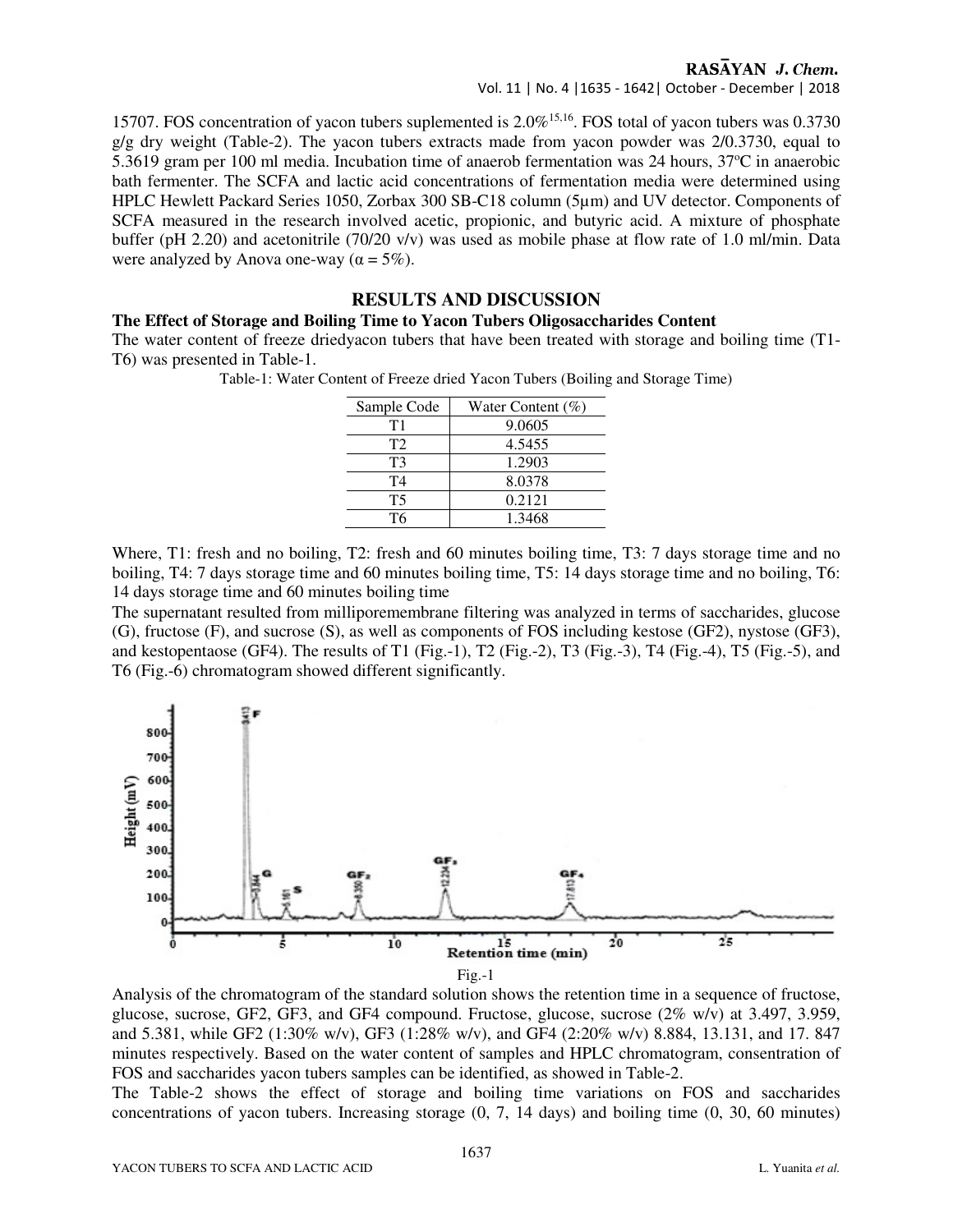15707. FOS concentration of yacon tubers suplemented is 2.0%[15,16]. FOS total of yacon tubers was 0.3730 g/g dry weight (Table-2). The yacon tubers extracts made from yacon powder was 2/0.3730, equal to 5.3619 gram per 100 ml media. Incubation time of anaerob fermentation was 24 hours, 37ºC in anaerobic bath fermenter. The SCFA and lactic acid concentrations of fermentation media were determined using HPLC Hewlett Packard Series 1050, Zorbax 300 SB-C18 column (5μm) and UV detector. Components of SCFA measured in the research involved acetic, propionic, and butyric acid. A mixture of phosphate buffer (pH 2.20) and acetonitrile (70/20 v/v) was used as mobile phase at flow rate of 1.0 ml/min. Data were analyzed by Anova one-way ($\alpha = 5\%$).

## RESULTS AND DISCUSSION

### The Effect of Storage and Boiling Time to Yacon Tubers Oligosaccharides Content

The water content of freeze driedyacon tubers that have been treated with storage and boiling time (T1-T6) was presented in Table-1.

Table-1: Water Content of Freeze dried Yacon Tubers (Boiling and Storage Time)

| Sample Code | Water Content (%) |
|---|---|
| T1 | 9.0605 |
| T2 | 4.5455 |
| T3 | 1.2903 |
| T4 | 8.0378 |
| T5 | 0.2121 |
| T6 | 1.3468 |

Where, T1: fresh and no boiling, T2: fresh and 60 minutes boiling time, T3: 7 days storage time and no boiling, T4: 7 days storage time and 60 minutes boiling time, T5: 14 days storage time and no boiling, T6: 14 days storage time and 60 minutes boiling time

The supernatant resulted from milliporemembrane filtering was analyzed in terms of saccharides, glucose (G), fructose (F), and sucrose (S), as well as components of FOS including kestose (GF2), nystose (GF3), and kestopentaose (GF4). The results of T1 (Fig.-1), T2 (Fig.-2), T3 (Fig.-3), T4 (Fig.-4), T5 (Fig.-5), and T6 (Fig.-6) chromatogram showed different significantly.

Fig.-1

Analysis of the chromatogram of the standard solution shows the retention time in a sequence of fructose, glucose, sucrose, GF2, GF3, and GF4 compound. Fructose, glucose, sucrose (2% w/v) at 3.497, 3.959, and 5.381, while GF2 (1:30% w/v), GF3 (1:28% w/v), and GF4 (2:20% w/v) 8.884, 13.131, and 17. 847 minutes respectively. Based on the water content of samples and HPLC chromatogram, consentration of FOS and saccharides yacon tubers samples can be identified, as showed in Table-2.

The Table-2 shows the effect of storage and boiling time variations on FOS and saccharides concentrations of yacon tubers. Increasing storage (0, 7, 14 days) and boiling time (0, 30, 60 minutes)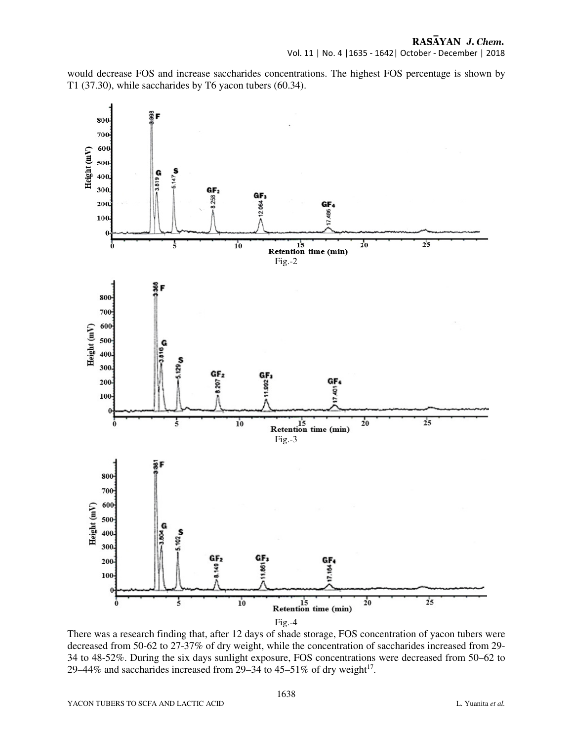would decrease FOS and increase saccharides concentrations. The highest FOS percentage is shown by T1 (37.30), while saccharides by T6 yacon tubers (60.34).

Fig.-2

Fig.-3

Fig.-4

There was a research finding that, after 12 days of shade storage, FOS concentration of yacon tubers were decreased from 50-62 to 27-37% of dry weight, while the concentration of saccharides increased from 29-34 to 48-52%. During the six days sunlight exposure, FOS concentrations were decreased from 50–62 to 29–44% and saccharides increased from 29–34 to 45–51% of dry weight[17].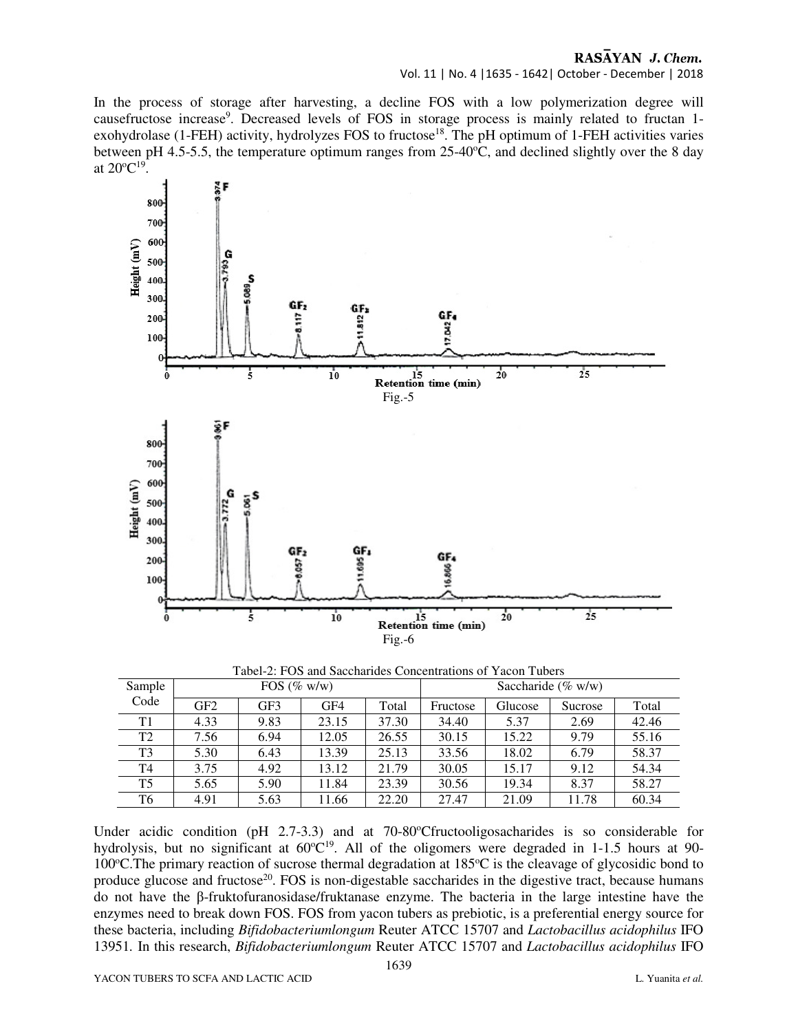In the process of storage after harvesting, a decline FOS with a low polymerization degree will causefructose increase[9]. Decreased levels of FOS in storage process is mainly related to fructan 1-exohydrolase (1-FEH) activity, hydrolyzes FOS to fructose[18]. The pH optimum of 1-FEH activities varies between pH 4.5-5.5, the temperature optimum ranges from 25-40ºC, and declined slightly over the 8 day at 20ºC[19].

Fig.-5

Fig.-6

Tabel-2: FOS and Saccharides Concentrations of Yacon Tubers

| Sample Code | FOS (% w/w) | | | | Saccharide (% w/w) | | | |
|---|---|---|---|---|---|---|---|---|
| | GF2 | GF3 | GF4 | Total | Fructose | Glucose | Sucrose | Total |
| T1 | 4.33 | 9.83 | 23.15 | 37.30 | 34.40 | 5.37 | 2.69 | 42.46 |
| T2 | 7.56 | 6.94 | 12.05 | 26.55 | 30.15 | 15.22 | 9.79 | 55.16 |
| T3 | 5.30 | 6.43 | 13.39 | 25.13 | 33.56 | 18.02 | 6.79 | 58.37 |
| T4 | 3.75 | 4.92 | 13.12 | 21.79 | 30.05 | 15.17 | 9.12 | 54.34 |
| T5 | 5.65 | 5.90 | 11.84 | 23.39 | 30.56 | 19.34 | 8.37 | 58.27 |
| T6 | 4.91 | 5.63 | 11.66 | 22.20 | 27.47 | 21.09 | 11.78 | 60.34 |

Under acidic condition (pH 2.7-3.3) and at 70-80ºCfructooligosacharides is so considerable for hydrolysis, but no significant at 60ºC[19]. All of the oligomers were degraded in 1-1.5 hours at 90-100ºC.The primary reaction of sucrose thermal degradation at 185ºC is the cleavage of glycosidic bond to produce glucose and fructose[20]. FOS is non-digestable saccharides in the digestive tract, because humans do not have the β-fruktofuranosidase/fruktanase enzyme. The bacteria in the large intestine have the enzymes need to break down FOS. FOS from yacon tubers as prebiotic, is a preferential energy source for these bacteria, including *Bifidobacteriumlongum* Reuter ATCC 15707 and *Lactobacillus acidophilus* IFO 13951. In this research, *Bifidobacteriumlongum* Reuter ATCC 15707 and *Lactobacillus acidophilus* IFO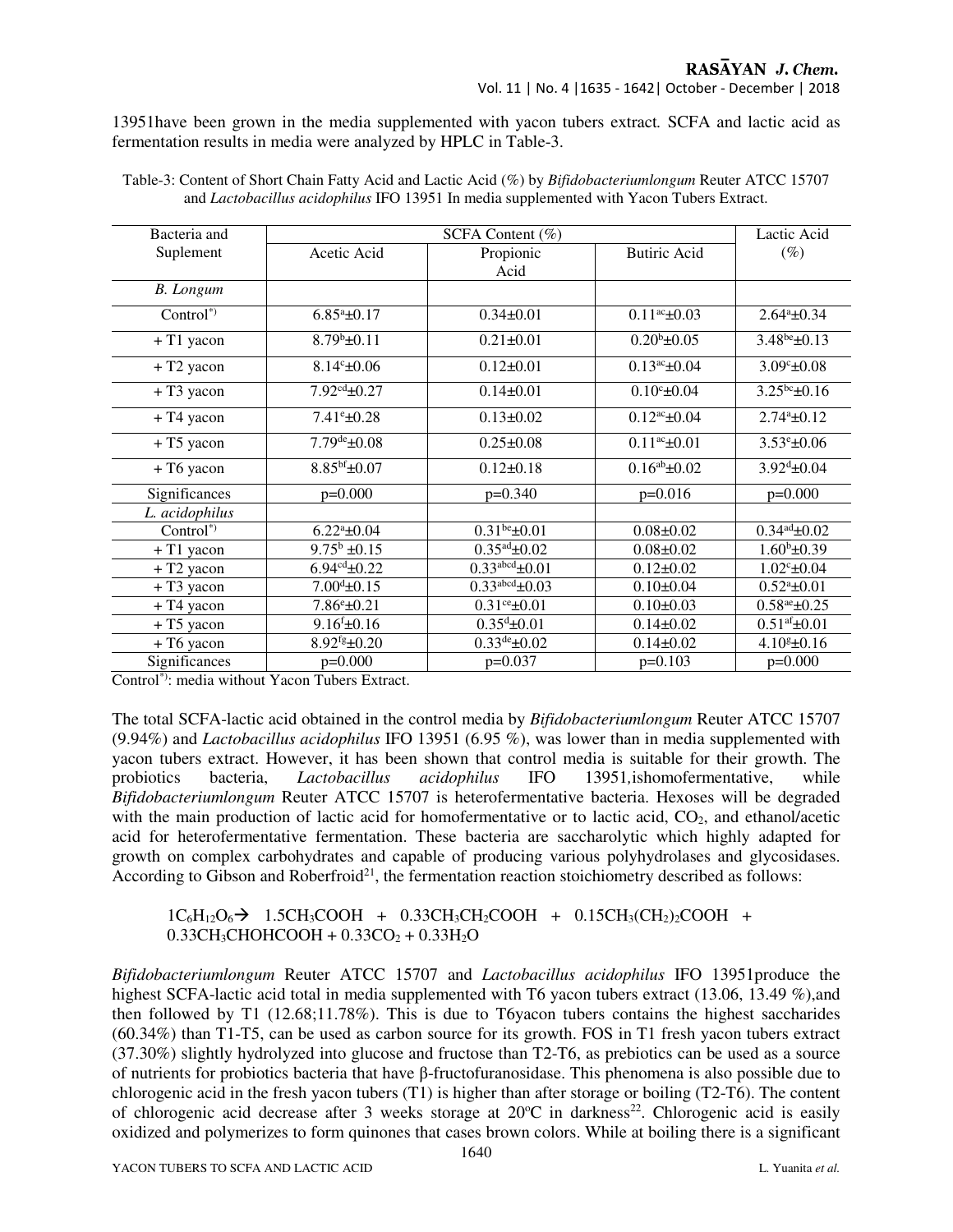13951have been grown in the media supplemented with yacon tubers extract. SCFA and lactic acid as fermentation results in media were analyzed by HPLC in Table-3.

Table-3: Content of Short Chain Fatty Acid and Lactic Acid (%) by *Bifidobacteriumlongum* Reuter ATCC 15707 and *Lactobacillus acidophilus* IFO 13951 In media supplemented with Yacon Tubers Extract.

| Bacteria and Suplement | SCFA Content (%) | | | Lactic Acid (%) |
|---|---|---|---|---|
| | Acetic Acid | Propionic Acid | Butiric Acid | |
| *B. Longum* | | | | |
| Control*) | 6.85[a]±0.17 | 0.34±0.01 | 0.11[ac]±0.03 | 2.64[a]±0.34 |
| + T1 yacon | 8.79[b]±0.11 | 0.21±0.01 | 0.20[b]±0.05 | 3.48[be]±0.13 |
| + T2 yacon | 8.14[c]±0.06 | 0.12±0.01 | 0.13[ac]±0.04 | 3.09[c]±0.08 |
| + T3 yacon | 7.92[cd]±0.27 | 0.14±0.01 | 0.10[c]±0.04 | 3.25[bc]±0.16 |
| + T4 yacon | 7.41[e]±0.28 | 0.13±0.02 | 0.12[ac]±0.04 | 2.74[a]±0.12 |
| + T5 yacon | 7.79[de]±0.08 | 0.25±0.08 | 0.11[ac]±0.01 | 3.53[e]±0.06 |
| + T6 yacon | 8.85[bf]±0.07 | 0.12±0.18 | 0.16[ab]±0.02 | 3.92[d]±0.04 |
| Significances | p=0.000 | p=0.340 | p=0.016 | p=0.000 |
| *L. acidophilus* | | | | |
| Control*) | 6.22[a]±0.04 | 0.31[be]±0.01 | 0.08±0.02 | 0.34[ad]±0.02 |
| + T1 yacon | 9.75[b] ±0.15 | 0.35[ad]±0.02 | 0.08±0.02 | 1.60[b]±0.39 |
| + T2 yacon | 6.94[cd]±0.22 | 0.33[abcd]±0.01 | 0.12±0.02 | 1.02[c]±0.04 |
| + T3 yacon | 7.00[d]±0.15 | 0.33[abcd]±0.03 | 0.10±0.04 | 0.52[a]±0.01 |
| + T4 yacon | 7.86[e]±0.21 | 0.31[ce]±0.01 | 0.10±0.03 | 0.58[ae]±0.25 |
| + T5 yacon | 9.16[f]±0.16 | 0.35[d]±0.01 | 0.14±0.02 | 0.51[af]±0.01 |
| + T6 yacon | 8.92[fg]±0.20 | 0.33[de]±0.02 | 0.14±0.02 | 4.10[g]±0.16 |
| Significances | p=0.000 | p=0.037 | p=0.103 | p=0.000 |

Control*): media without Yacon Tubers Extract.

The total SCFA-lactic acid obtained in the control media by *Bifidobacteriumlongum* Reuter ATCC 15707 (9.94%) and *Lactobacillus acidophilus* IFO 13951 (6.95 %), was lower than in media supplemented with yacon tubers extract. However, it has been shown that control media is suitable for their growth. The probiotics bacteria, *Lactobacillus acidophilus* IFO 13951,ishomofermentative, while *Bifidobacteriumlongum* Reuter ATCC 15707 is heterofermentative bacteria. Hexoses will be degraded with the main production of lactic acid for homofermentative or to lactic acid, $CO_2$, and ethanol/acetic acid for heterofermentative fermentation. These bacteria are saccharolytic which highly adapted for growth on complex carbohydrates and capable of producing various polyhydrolases and glycosidases. According to Gibson and Roberfroid[21], the fermentation reaction stoichiometry described as follows:

$$1C_6H_{12}O_6 \rightarrow 1.5CH_3COOH + 0.33CH_3CH_2COOH + 0.15CH_3(CH_2)_2COOH + 0.33CH_3CHOHCOOH + 0.33CO_2 + 0.33H_2O$$

*Bifidobacteriumlongum* Reuter ATCC 15707 and *Lactobacillus acidophilus* IFO 13951produce the highest SCFA-lactic acid total in media supplemented with T6 yacon tubers extract (13.06, 13.49 %),and then followed by T1 (12.68;11.78%). This is due to T6yacon tubers contains the highest saccharides (60.34%) than T1-T5, can be used as carbon source for its growth. FOS in T1 fresh yacon tubers extract (37.30%) slightly hydrolyzed into glucose and fructose than T2-T6, as prebiotics can be used as a source of nutrients for probiotics bacteria that have β-fructofuranosidase. This phenomena is also possible due to chlorogenic acid in the fresh yacon tubers (T1) is higher than after storage or boiling (T2-T6). The content of chlorogenic acid decrease after 3 weeks storage at 20ºC in darkness[22]. Chlorogenic acid is easily oxidized and polymerizes to form quinones that cases brown colors. While at boiling there is a significant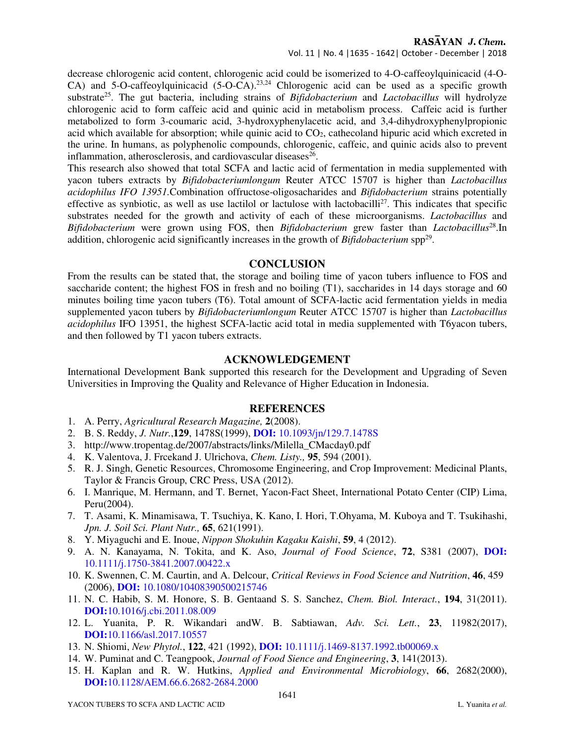decrease chlorogenic acid content, chlorogenic acid could be isomerized to 4-O-caffeoylquinicacid (4-O-CA) and 5-O-caffeoylquinicacid (5-O-CA).[23,24] Chlorogenic acid can be used as a specific growth substrate[25]. The gut bacteria, including strains of *Bifidobacterium* and *Lactobacillus* will hydrolyze chlorogenic acid to form caffeic acid and quinic acid in metabolism process. Caffeic acid is further metabolized to form 3-coumaric acid, 3-hydroxyphenylacetic acid, and 3,4-dihydroxyphenylpropionic acid which available for absorption; while quinic acid to $CO_2$, cathecoland hipuric acid which excreted in the urine. In humans, as polyphenolic compounds, chlorogenic, caffeic, and quinic acids also to prevent inflammation, atherosclerosis, and cardiovascular diseases[26].

This research also showed that total SCFA and lactic acid of fermentation in media supplemented with yacon tubers extracts by *Bifidobacteriumlongum* Reuter ATCC 15707 is higher than *Lactobacillus acidophilus IFO 13951*.Combination offructose-oligosacharides and *Bifidobacterium* strains potentially effective as synbiotic, as well as use lactilol or lactulose with lactobacilli[27]. This indicates that specific substrates needed for the growth and activity of each of these microorganisms. *Lactobacillus* and *Bifidobacterium* were grown using FOS, then *Bifidobacterium* grew faster than *Lactobacillus*[28].In addition, chlorogenic acid significantly increases in the growth of *Bifidobacterium* spp[29].

## CONCLUSION

From the results can be stated that, the storage and boiling time of yacon tubers influence to FOS and saccharide content; the highest FOS in fresh and no boiling (T1), saccharides in 14 days storage and 60 minutes boiling time yacon tubers (T6). Total amount of SCFA-lactic acid fermentation yields in media supplemented yacon tubers by *Bifidobacteriumlongum* Reuter ATCC 15707 is higher than *Lactobacillus acidophilus* IFO 13951, the highest SCFA-lactic acid total in media supplemented with T6yacon tubers, and then followed by T1 yacon tubers extracts.

## ACKNOWLEDGEMENT

International Development Bank supported this research for the Development and Upgrading of Seven Universities in Improving the Quality and Relevance of Higher Education in Indonesia.

## REFERENCES

1. A. Perry, *Agricultural Research Magazine,* **2**(2008).
2. B. S. Reddy, *J. Nutr.*,**129**, 1478S(1999), **DOI:** 10.1093/jn/129.7.1478S
3. http://www.tropentag.de/2007/abstracts/links/Milella_CMacday0.pdf
4. K. Valentova, J. Frcekand J. Ulrichova, *Chem. Listy.,* **95**, 594 (2001).
5. R. J. Singh, Genetic Resources, Chromosome Engineering, and Crop Improvement: Medicinal Plants, Taylor & Francis Group, CRC Press, USA (2012).
6. I. Manrique, M. Hermann, and T. Bernet, Yacon-Fact Sheet, International Potato Center (CIP) Lima, Peru(2004).
7. T. Asami, K. Minamisawa, T. Tsuchiya, K. Kano, I. Hori, T.Ohyama, M. Kuboya and T. Tsukihashi, *Jpn. J. Soil Sci. Plant Nutr.,* **65**, 621(1991).
8. Y. Miyaguchi and E. Inoue, *Nippon Shokuhin Kagaku Kaishi*, **59**, 4 (2012).
9. A. N. Kanayama, N. Tokita, and K. Aso, *Journal of Food Science*, **72**, S381 (2007), **DOI:** 10.1111/j.1750-3841.2007.00422.x
10. K. Swennen, C. M. Caurtin, and A. Delcour, *Critical Reviews in Food Science and Nutrition*, **46**, 459 (2006), **DOI:** 10.1080/10408390500215746
11. N. C. Habib, S. M. Honore, S. B. Gentaand S. S. Sanchez, *Chem. Biol. Interact.*, **194**, 31(2011). **DOI:**10.1016/j.cbi.2011.08.009
12. L. Yuanita, P. R. Wikandari andW. B. Sabtiawan, *Adv. Sci. Lett.*, **23**, 11982(2017), **DOI:**10.1166/asl.2017.10557
13. N. Shiomi, *New Phytol.*, **122**, 421 (1992), **DOI:** 10.1111/j.1469-8137.1992.tb00069.x
14. W. Puminat and C. Teangpook, *Journal of Food Sience and Engineering*, **3**, 141(2013).
15. H. Kaplan and R. W. Hutkins, *Applied and Environmental Microbiology*, **66**, 2682(2000), **DOI:**10.1128/AEM.66.6.2682-2684.2000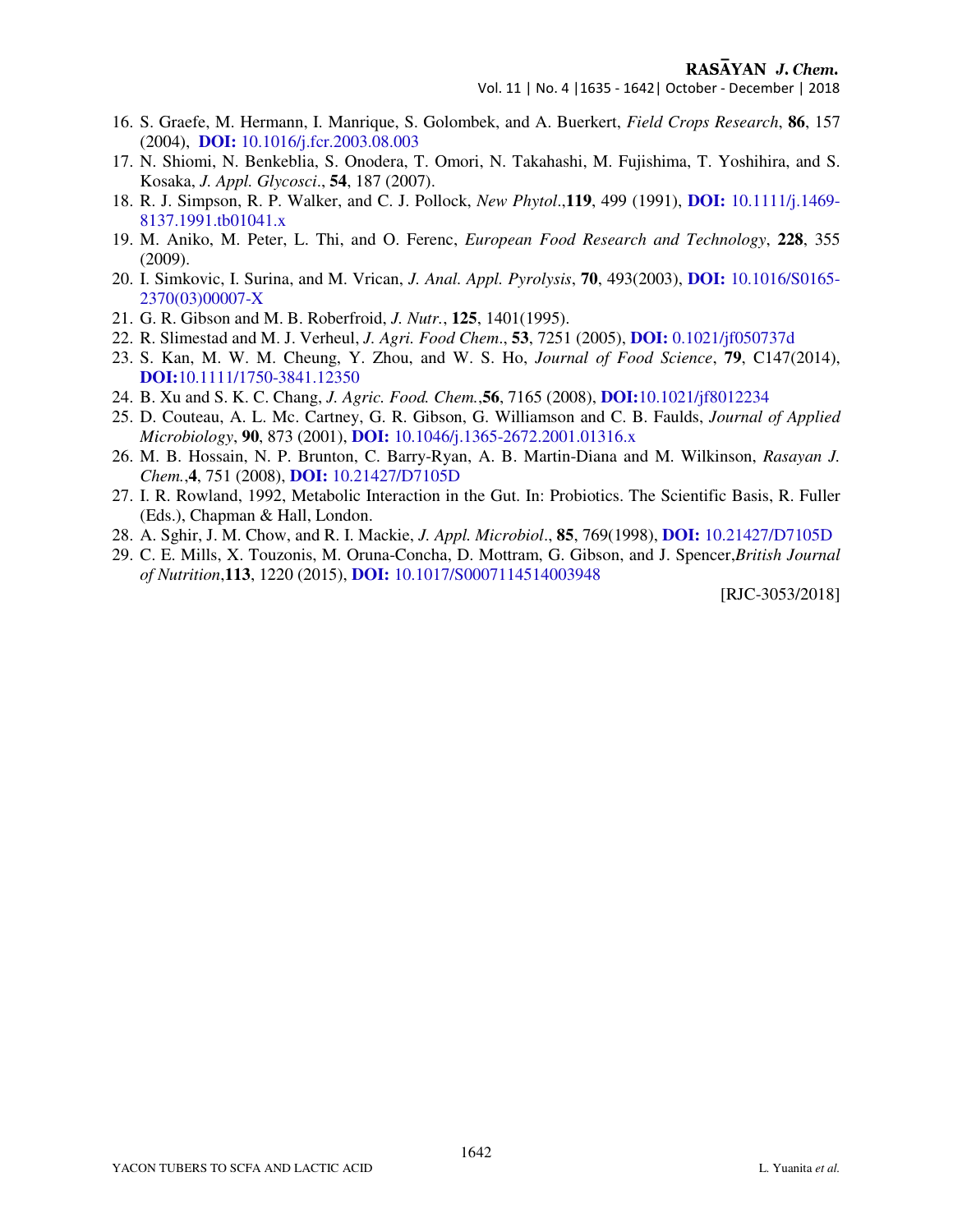16. S. Graefe, M. Hermann, I. Manrique, S. Golombek, and A. Buerkert, *Field Crops Research*, **86**, 157 (2004), **DOI:** 10.1016/j.fcr.2003.08.003
17. N. Shiomi, N. Benkeblia, S. Onodera, T. Omori, N. Takahashi, M. Fujishima, T. Yoshihira, and S. Kosaka, *J. Appl. Glycosci*., **54**, 187 (2007).
18. R. J. Simpson, R. P. Walker, and C. J. Pollock, *New Phytol*.,**119**, 499 (1991), **DOI:** 10.1111/j.1469-8137.1991.tb01041.x
19. M. Aniko, M. Peter, L. Thi, and O. Ferenc, *European Food Research and Technology*, **228**, 355 (2009).
20. I. Simkovic, I. Surina, and M. Vrican, *J. Anal. Appl. Pyrolysis*, **70**, 493(2003), **DOI:** 10.1016/S0165-2370(03)00007-X
21. G. R. Gibson and M. B. Roberfroid, *J. Nutr.*, **125**, 1401(1995).
22. R. Slimestad and M. J. Verheul, *J. Agri. Food Chem*., **53**, 7251 (2005), **DOI:** 0.1021/jf050737d
23. S. Kan, M. W. M. Cheung, Y. Zhou, and W. S. Ho, *Journal of Food Science*, **79**, C147(2014), **DOI:**10.1111/1750-3841.12350
24. B. Xu and S. K. C. Chang, *J. Agric. Food. Chem.*,**56**, 7165 (2008), **DOI:**10.1021/jf8012234
25. D. Couteau, A. L. Mc. Cartney, G. R. Gibson, G. Williamson and C. B. Faulds, *Journal of Applied Microbiology*, **90**, 873 (2001), **DOI:** 10.1046/j.1365-2672.2001.01316.x
26. M. B. Hossain, N. P. Brunton, C. Barry-Ryan, A. B. Martin-Diana and M. Wilkinson, *Rasayan J. Chem.*,**4**, 751 (2008), **DOI:** 10.21427/D7105D
27. I. R. Rowland, 1992, Metabolic Interaction in the Gut. In: Probiotics. The Scientific Basis, R. Fuller (Eds.), Chapman & Hall, London.
28. A. Sghir, J. M. Chow, and R. I. Mackie, *J. Appl. Microbiol*., **85**, 769(1998), **DOI:** 10.21427/D7105D
29. C. E. Mills, X. Touzonis, M. Oruna-Concha, D. Mottram, G. Gibson, and J. Spencer,*British Journal of Nutrition*,**113**, 1220 (2015), **DOI:** 10.1017/S0007114514003948

[RJC-3053/2018]